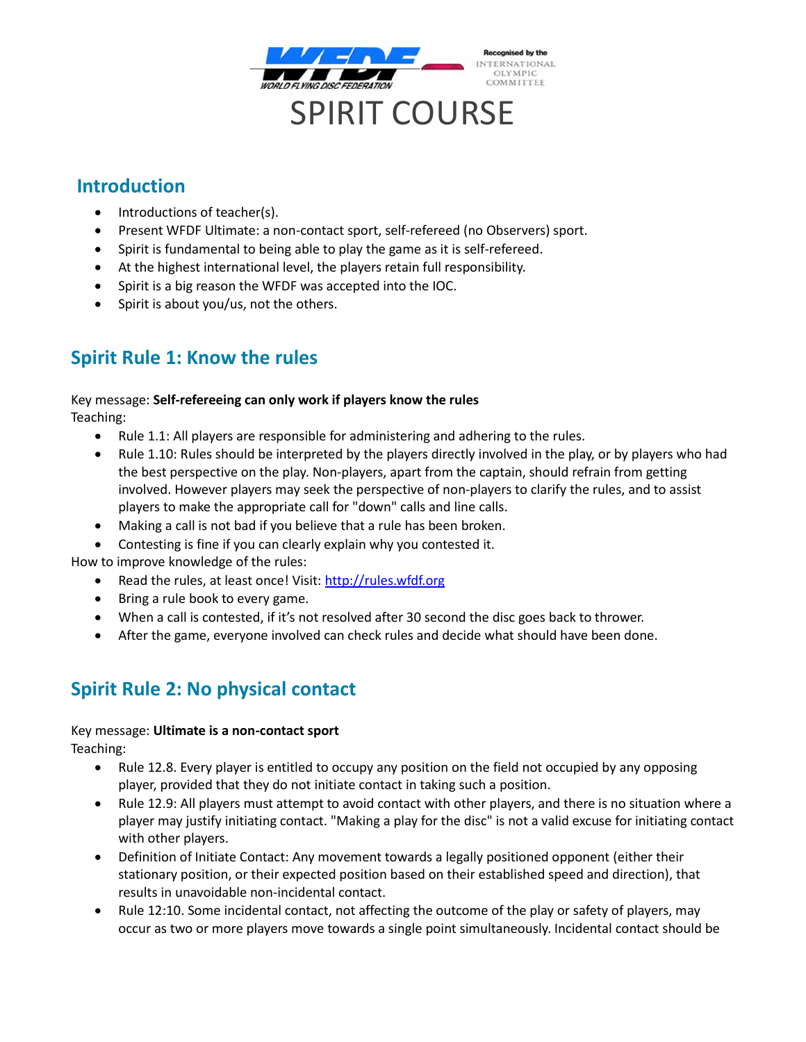# SPIRIT COURSE

## Introduction

- Introductions of teacher(s).
- Present WFDF Ultimate: a non-contact sport, self-refereed (no Observers) sport.
- Spirit is fundamental to being able to play the game as it is self-refereed.
- At the highest international level, the players retain full responsibility.
- Spirit is a big reason the WFDF was accepted into the IOC.
- Spirit is about you/us, not the others.

## Spirit Rule 1: Know the rules

Key message: **Self-refereeing can only work if players know the rules**

Teaching:

- Rule 1.1: All players are responsible for administering and adhering to the rules.
- Rule 1.10: Rules should be interpreted by the players directly involved in the play, or by players who had the best perspective on the play. Non-players, apart from the captain, should refrain from getting involved. However players may seek the perspective of non-players to clarify the rules, and to assist players to make the appropriate call for "down" calls and line calls.
- Making a call is not bad if you believe that a rule has been broken.
- Contesting is fine if you can clearly explain why you contested it.

How to improve knowledge of the rules:

- Read the rules, at least once! Visit: [http://rules.wfdf.org](http://rules.wfdf.org)
- Bring a rule book to every game.
- When a call is contested, if it's not resolved after 30 second the disc goes back to thrower.
- After the game, everyone involved can check rules and decide what should have been done.

## Spirit Rule 2: No physical contact

Key message: **Ultimate is a non-contact sport**

Teaching:

- Rule 12.8. Every player is entitled to occupy any position on the field not occupied by any opposing player, provided that they do not initiate contact in taking such a position.
- Rule 12.9: All players must attempt to avoid contact with other players, and there is no situation where a player may justify initiating contact. "Making a play for the disc" is not a valid excuse for initiating contact with other players.
- Definition of Initiate Contact: Any movement towards a legally positioned opponent (either their stationary position, or their expected position based on their established speed and direction), that results in unavoidable non-incidental contact.
- Rule 12:10. Some incidental contact, not affecting the outcome of the play or safety of players, may occur as two or more players move towards a single point simultaneously. Incidental contact should be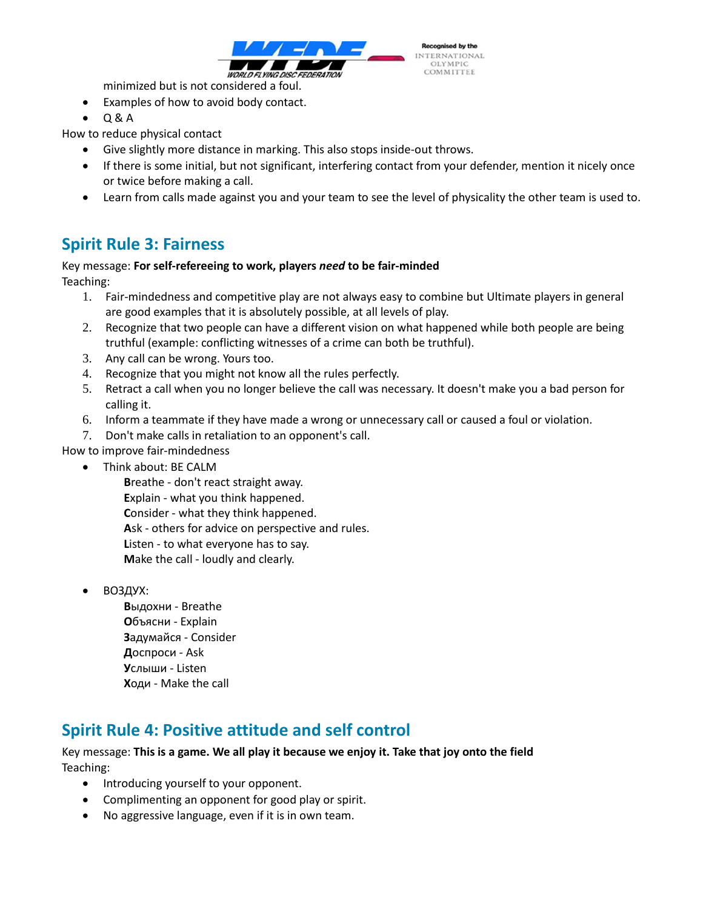minimized but is not considered a foul.

- Examples of how to avoid body contact.
- Q & A

How to reduce physical contact

- Give slightly more distance in marking. This also stops inside-out throws.
- If there is some initial, but not significant, interfering contact from your defender, mention it nicely once or twice before making a call.
- Learn from calls made against you and your team to see the level of physicality the other team is used to.

## Spirit Rule 3: Fairness

Key message: **For self-refereeing to work, players *need* to be fair-minded**

Teaching:

1. Fair-mindedness and competitive play are not always easy to combine but Ultimate players in general are good examples that it is absolutely possible, at all levels of play.
2. Recognize that two people can have a different vision on what happened while both people are being truthful (example: conflicting witnesses of a crime can both be truthful).
3. Any call can be wrong. Yours too.
4. Recognize that you might not know all the rules perfectly.
5. Retract a call when you no longer believe the call was necessary. It doesn't make you a bad person for calling it.
6. Inform a teammate if they have made a wrong or unnecessary call or caused a foul or violation.
7. Don't make calls in retaliation to an opponent's call.

How to improve fair-mindedness

- Think about: BE CALM
  - **B**reathe - don't react straight away.
  - **E**xplain - what you think happened.
  - **C**onsider - what they think happened.
  - **A**sk - others for advice on perspective and rules.
  - **L**isten - to what everyone has to say.
  - **M**ake the call - loudly and clearly.

- ВОЗДУХ:
  - **В**ыдохни - Breathe
  - **О**бъясни - Explain
  - **З**адумайся - Consider
  - **Д**оспроси - Ask
  - **У**слыши - Listen
  - **Х**оди - Make the call

## Spirit Rule 4: Positive attitude and self control

Key message: **This is a game. We all play it because we enjoy it. Take that joy onto the field**

Teaching:

- Introducing yourself to your opponent.
- Complimenting an opponent for good play or spirit.
- No aggressive language, even if it is in own team.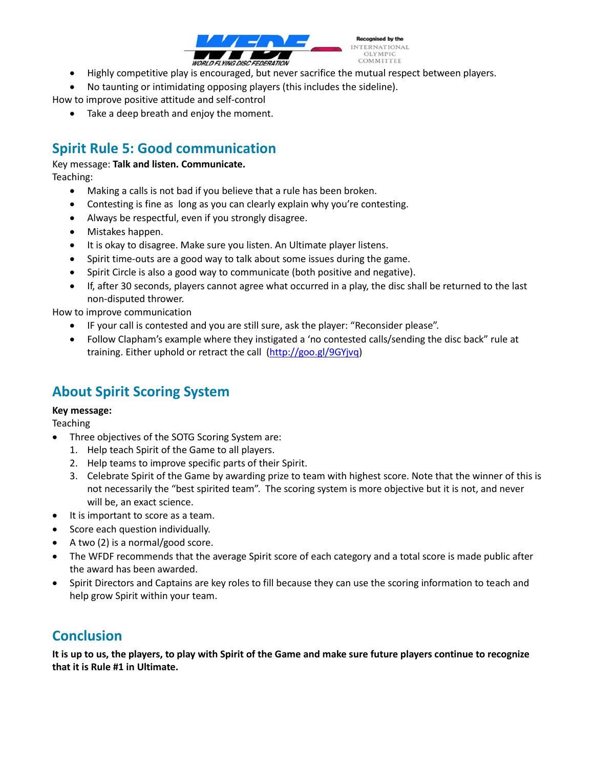- Highly competitive play is encouraged, but never sacrifice the mutual respect between players.
- No taunting or intimidating opposing players (this includes the sideline).

How to improve positive attitude and self-control

- Take a deep breath and enjoy the moment.

## Spirit Rule 5: Good communication

Key message: **Talk and listen. Communicate.**

Teaching:

- Making a calls is not bad if you believe that a rule has been broken.
- Contesting is fine as long as you can clearly explain why you're contesting.
- Always be respectful, even if you strongly disagree.
- Mistakes happen.
- It is okay to disagree. Make sure you listen. An Ultimate player listens.
- Spirit time-outs are a good way to talk about some issues during the game.
- Spirit Circle is also a good way to communicate (both positive and negative).
- If, after 30 seconds, players cannot agree what occurred in a play, the disc shall be returned to the last non-disputed thrower.

How to improve communication

- IF your call is contested and you are still sure, ask the player: "Reconsider please".
- Follow Clapham's example where they instigated a 'no contested calls/sending the disc back" rule at training. Either uphold or retract the call (http://goo.gl/9GYjvq)

## About Spirit Scoring System

**Key message:**

Teaching

- Three objectives of the SOTG Scoring System are:
  1. Help teach Spirit of the Game to all players.
  2. Help teams to improve specific parts of their Spirit.
  3. Celebrate Spirit of the Game by awarding prize to team with highest score. Note that the winner of this is not necessarily the "best spirited team". The scoring system is more objective but it is not, and never will be, an exact science.
- It is important to score as a team.
- Score each question individually.
- A two (2) is a normal/good score.
- The WFDF recommends that the average Spirit score of each category and a total score is made public after the award has been awarded.
- Spirit Directors and Captains are key roles to fill because they can use the scoring information to teach and help grow Spirit within your team.

## Conclusion

**It is up to us, the players, to play with Spirit of the Game and make sure future players continue to recognize that it is Rule #1 in Ultimate.**